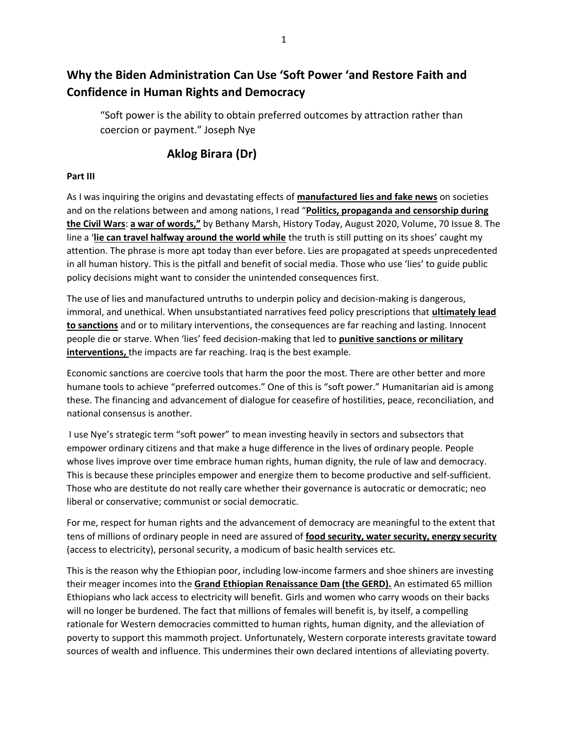## Why the Biden Administration Can Use 'Soft Power 'and Restore Faith and Confidence in Human Rights and Democracy

> "Soft power is the ability to obtain preferred outcomes by attraction rather than coercion or payment." Joseph Nye

### Aklog Birara (Dr)

**Part III**

As I was inquiring the origins and devastating effects of **manufactured lies and fake news** on societies and on the relations between and among nations, I read "**Politics, propaganda and censorship during the Civil Wars**: **a war of words,"** by Bethany Marsh, History Today, August 2020, Volume, 70 Issue 8. The line a '**lie can travel halfway around the world while** the truth is still putting on its shoes' caught my attention. The phrase is more apt today than ever before. Lies are propagated at speeds unprecedented in all human history. This is the pitfall and benefit of social media. Those who use 'lies' to guide public policy decisions might want to consider the unintended consequences first.

The use of lies and manufactured untruths to underpin policy and decision-making is dangerous, immoral, and unethical. When unsubstantiated narratives feed policy prescriptions that **ultimately lead to sanctions** and or to military interventions, the consequences are far reaching and lasting. Innocent people die or starve. When 'lies' feed decision-making that led to **punitive sanctions or military interventions,** the impacts are far reaching. Iraq is the best example.

Economic sanctions are coercive tools that harm the poor the most. There are other better and more humane tools to achieve "preferred outcomes." One of this is "soft power." Humanitarian aid is among these. The financing and advancement of dialogue for ceasefire of hostilities, peace, reconciliation, and national consensus is another.

I use Nye's strategic term "soft power" to mean investing heavily in sectors and subsectors that empower ordinary citizens and that make a huge difference in the lives of ordinary people. People whose lives improve over time embrace human rights, human dignity, the rule of law and democracy. This is because these principles empower and energize them to become productive and self-sufficient. Those who are destitute do not really care whether their governance is autocratic or democratic; neo liberal or conservative; communist or social democratic.

For me, respect for human rights and the advancement of democracy are meaningful to the extent that tens of millions of ordinary people in need are assured of **food security, water security, energy security** (access to electricity), personal security, a modicum of basic health services etc.

This is the reason why the Ethiopian poor, including low-income farmers and shoe shiners are investing their meager incomes into the **Grand Ethiopian Renaissance Dam (the GERD).** An estimated 65 million Ethiopians who lack access to electricity will benefit. Girls and women who carry woods on their backs will no longer be burdened. The fact that millions of females will benefit is, by itself, a compelling rationale for Western democracies committed to human rights, human dignity, and the alleviation of poverty to support this mammoth project. Unfortunately, Western corporate interests gravitate toward sources of wealth and influence. This undermines their own declared intentions of alleviating poverty.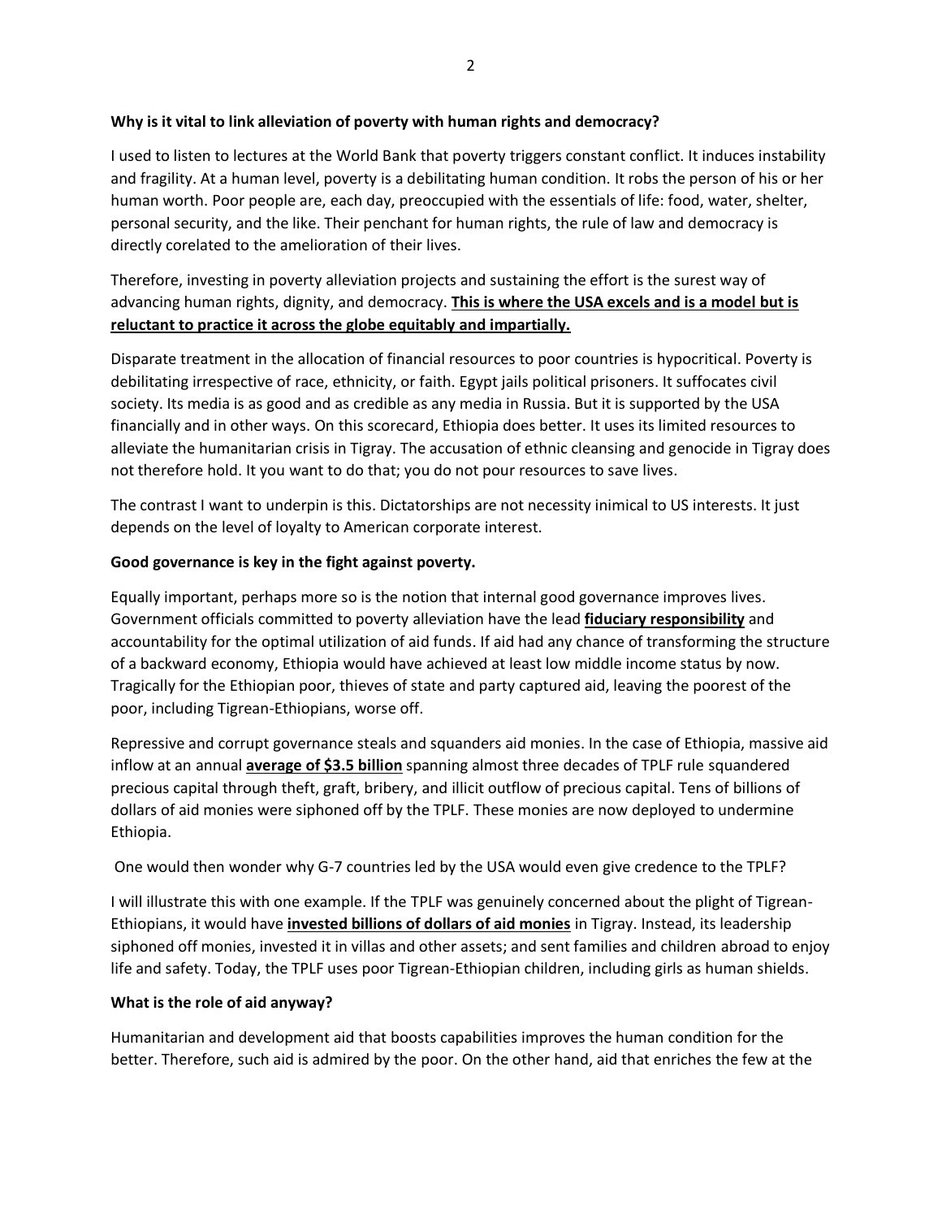**Why is it vital to link alleviation of poverty with human rights and democracy?**

I used to listen to lectures at the World Bank that poverty triggers constant conflict. It induces instability and fragility. At a human level, poverty is a debilitating human condition. It robs the person of his or her human worth. Poor people are, each day, preoccupied with the essentials of life: food, water, shelter, personal security, and the like. Their penchant for human rights, the rule of law and democracy is directly corelated to the amelioration of their lives.

Therefore, investing in poverty alleviation projects and sustaining the effort is the surest way of advancing human rights, dignity, and democracy. **<u>This is where the USA excels and is a model but is reluctant to practice it across the globe equitably and impartially.</u>**

Disparate treatment in the allocation of financial resources to poor countries is hypocritical. Poverty is debilitating irrespective of race, ethnicity, or faith. Egypt jails political prisoners. It suffocates civil society. Its media is as good and as credible as any media in Russia. But it is supported by the USA financially and in other ways. On this scorecard, Ethiopia does better. It uses its limited resources to alleviate the humanitarian crisis in Tigray. The accusation of ethnic cleansing and genocide in Tigray does not therefore hold. It you want to do that; you do not pour resources to save lives.

The contrast I want to underpin is this. Dictatorships are not necessity inimical to US interests. It just depends on the level of loyalty to American corporate interest.

**Good governance is key in the fight against poverty.**

Equally important, perhaps more so is the notion that internal good governance improves lives. Government officials committed to poverty alleviation have the lead **<u>fiduciary responsibility</u>** and accountability for the optimal utilization of aid funds. If aid had any chance of transforming the structure of a backward economy, Ethiopia would have achieved at least low middle income status by now. Tragically for the Ethiopian poor, thieves of state and party captured aid, leaving the poorest of the poor, including Tigrean-Ethiopians, worse off.

Repressive and corrupt governance steals and squanders aid monies. In the case of Ethiopia, massive aid inflow at an annual **<u>average of $3.5 billion</u>** spanning almost three decades of TPLF rule squandered precious capital through theft, graft, bribery, and illicit outflow of precious capital. Tens of billions of dollars of aid monies were siphoned off by the TPLF. These monies are now deployed to undermine Ethiopia.

One would then wonder why G-7 countries led by the USA would even give credence to the TPLF?

I will illustrate this with one example. If the TPLF was genuinely concerned about the plight of Tigrean-Ethiopians, it would have **<u>invested billions of dollars of aid monies</u>** in Tigray. Instead, its leadership siphoned off monies, invested it in villas and other assets; and sent families and children abroad to enjoy life and safety. Today, the TPLF uses poor Tigrean-Ethiopian children, including girls as human shields.

**What is the role of aid anyway?**

Humanitarian and development aid that boosts capabilities improves the human condition for the better. Therefore, such aid is admired by the poor. On the other hand, aid that enriches the few at the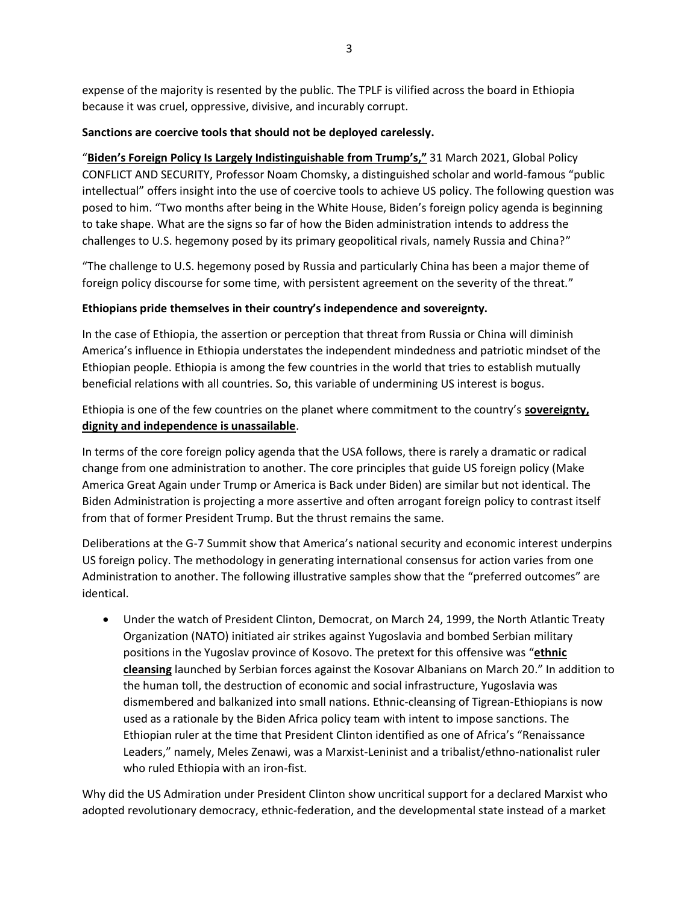expense of the majority is resented by the public. The TPLF is vilified across the board in Ethiopia because it was cruel, oppressive, divisive, and incurably corrupt.

**Sanctions are coercive tools that should not be deployed carelessly.**

"**Biden's Foreign Policy Is Largely Indistinguishable from Trump's,"** 31 March 2021, Global Policy CONFLICT AND SECURITY, Professor Noam Chomsky, a distinguished scholar and world-famous "public intellectual" offers insight into the use of coercive tools to achieve US policy. The following question was posed to him. "Two months after being in the White House, Biden's foreign policy agenda is beginning to take shape. What are the signs so far of how the Biden administration intends to address the challenges to U.S. hegemony posed by its primary geopolitical rivals, namely Russia and China?"

"The challenge to U.S. hegemony posed by Russia and particularly China has been a major theme of foreign policy discourse for some time, with persistent agreement on the severity of the threat."

**Ethiopians pride themselves in their country's independence and sovereignty.**

In the case of Ethiopia, the assertion or perception that threat from Russia or China will diminish America's influence in Ethiopia understates the independent mindedness and patriotic mindset of the Ethiopian people. Ethiopia is among the few countries in the world that tries to establish mutually beneficial relations with all countries. So, this variable of undermining US interest is bogus.

Ethiopia is one of the few countries on the planet where commitment to the country's **sovereignty, dignity and independence is unassailable**.

In terms of the core foreign policy agenda that the USA follows, there is rarely a dramatic or radical change from one administration to another. The core principles that guide US foreign policy (Make America Great Again under Trump or America is Back under Biden) are similar but not identical. The Biden Administration is projecting a more assertive and often arrogant foreign policy to contrast itself from that of former President Trump. But the thrust remains the same.

Deliberations at the G-7 Summit show that America's national security and economic interest underpins US foreign policy. The methodology in generating international consensus for action varies from one Administration to another. The following illustrative samples show that the "preferred outcomes" are identical.

- Under the watch of President Clinton, Democrat, on March 24, 1999, the North Atlantic Treaty Organization (NATO) initiated air strikes against Yugoslavia and bombed Serbian military positions in the Yugoslav province of Kosovo. The pretext for this offensive was "**ethnic cleansing** launched by Serbian forces against the Kosovar Albanians on March 20." In addition to the human toll, the destruction of economic and social infrastructure, Yugoslavia was dismembered and balkanized into small nations. Ethnic-cleansing of Tigrean-Ethiopians is now used as a rationale by the Biden Africa policy team with intent to impose sanctions. The Ethiopian ruler at the time that President Clinton identified as one of Africa's "Renaissance Leaders," namely, Meles Zenawi, was a Marxist-Leninist and a tribalist/ethno-nationalist ruler who ruled Ethiopia with an iron-fist.

Why did the US Admiration under President Clinton show uncritical support for a declared Marxist who adopted revolutionary democracy, ethnic-federation, and the developmental state instead of a market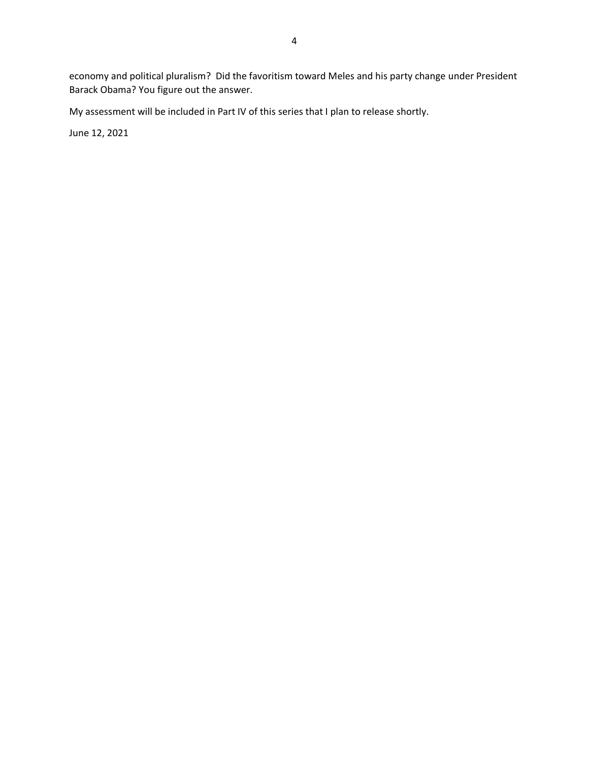economy and political pluralism? Did the favoritism toward Meles and his party change under President Barack Obama? You figure out the answer.

My assessment will be included in Part IV of this series that I plan to release shortly.

June 12, 2021